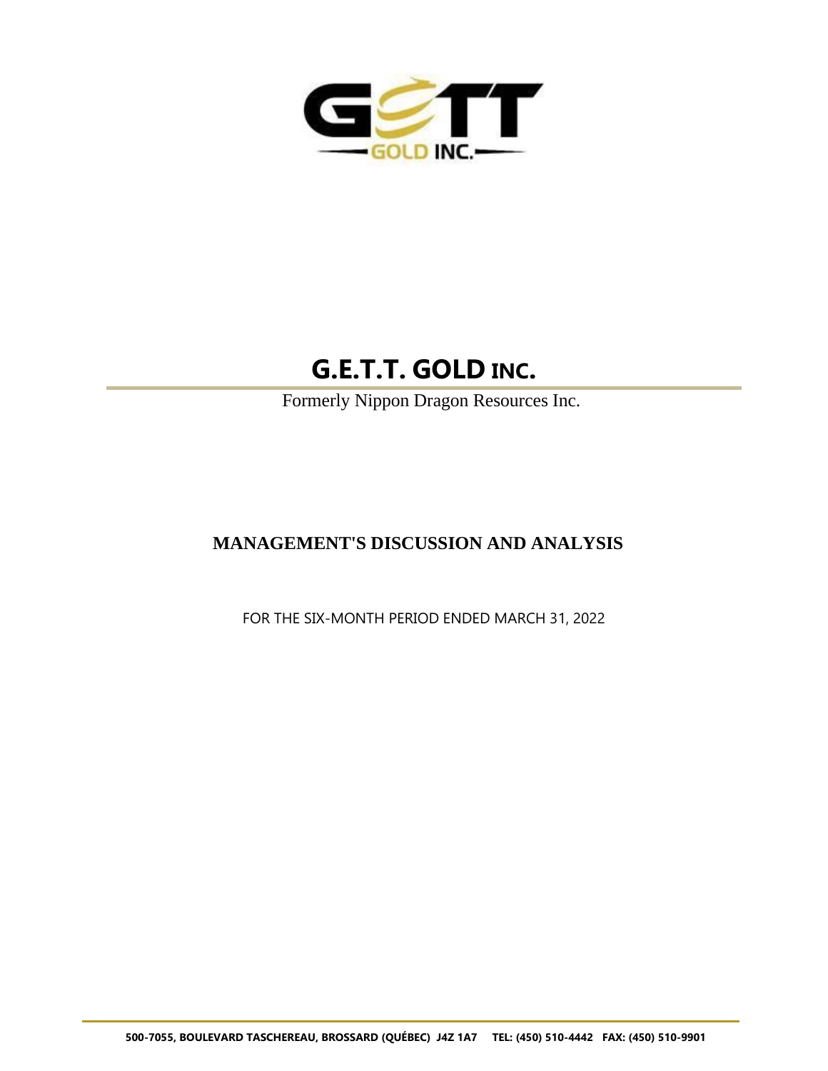# G.E.T.T. GOLD INC.

Formerly Nippon Dragon Resources Inc.

## MANAGEMENT'S DISCUSSION AND ANALYSIS

FOR THE SIX-MONTH PERIOD ENDED MARCH 31, 2022

500-7055, BOULEVARD TASCHEREAU, BROSSARD (QUÉBEC) J4Z 1A7 TEL: (450) 510-4442 FAX: (450) 510-9901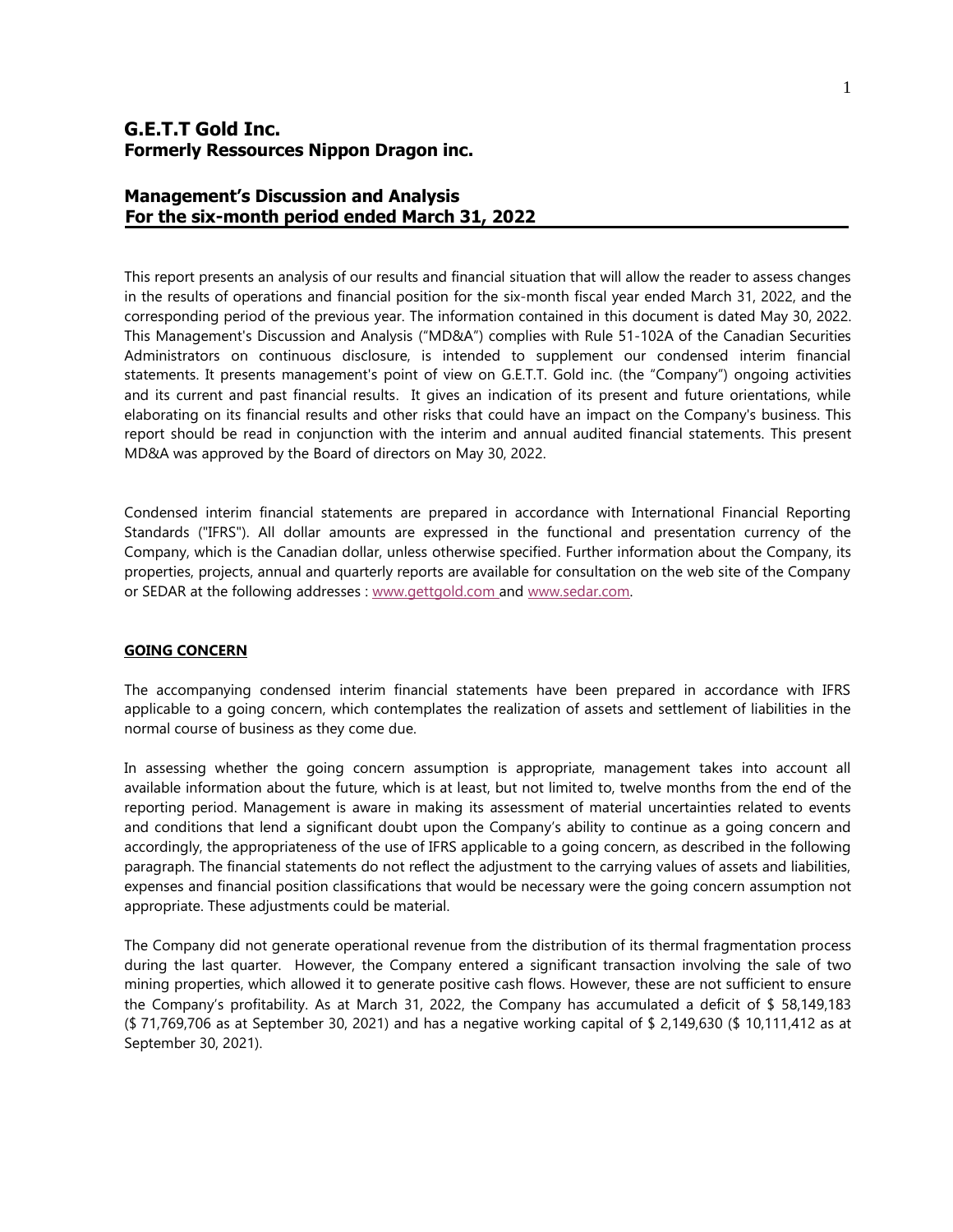## G.E.T.T Gold Inc.
## Formerly Ressources Nippon Dragon inc.

## Management's Discussion and Analysis
## For the six-month period ended March 31, 2022

This report presents an analysis of our results and financial situation that will allow the reader to assess changes in the results of operations and financial position for the six-month fiscal year ended March 31, 2022, and the corresponding period of the previous year. The information contained in this document is dated May 30, 2022. This Management's Discussion and Analysis ("MD&A") complies with Rule 51-102A of the Canadian Securities Administrators on continuous disclosure, is intended to supplement our condensed interim financial statements. It presents management's point of view on G.E.T.T. Gold inc. (the "Company") ongoing activities and its current and past financial results. It gives an indication of its present and future orientations, while elaborating on its financial results and other risks that could have an impact on the Company's business. This report should be read in conjunction with the interim and annual audited financial statements. This present MD&A was approved by the Board of directors on May 30, 2022.

Condensed interim financial statements are prepared in accordance with International Financial Reporting Standards ("IFRS"). All dollar amounts are expressed in the functional and presentation currency of the Company, which is the Canadian dollar, unless otherwise specified. Further information about the Company, its properties, projects, annual and quarterly reports are available for consultation on the web site of the Company or SEDAR at the following addresses : www.gettgold.com and www.sedar.com.

**GOING CONCERN**

The accompanying condensed interim financial statements have been prepared in accordance with IFRS applicable to a going concern, which contemplates the realization of assets and settlement of liabilities in the normal course of business as they come due.

In assessing whether the going concern assumption is appropriate, management takes into account all available information about the future, which is at least, but not limited to, twelve months from the end of the reporting period. Management is aware in making its assessment of material uncertainties related to events and conditions that lend a significant doubt upon the Company's ability to continue as a going concern and accordingly, the appropriateness of the use of IFRS applicable to a going concern, as described in the following paragraph. The financial statements do not reflect the adjustment to the carrying values of assets and liabilities, expenses and financial position classifications that would be necessary were the going concern assumption not appropriate. These adjustments could be material.

The Company did not generate operational revenue from the distribution of its thermal fragmentation process during the last quarter. However, the Company entered a significant transaction involving the sale of two mining properties, which allowed it to generate positive cash flows. However, these are not sufficient to ensure the Company's profitability. As at March 31, 2022, the Company has accumulated a deficit of $ 58,149,183 ($ 71,769,706 as at September 30, 2021) and has a negative working capital of $ 2,149,630 ($ 10,111,412 as at September 30, 2021).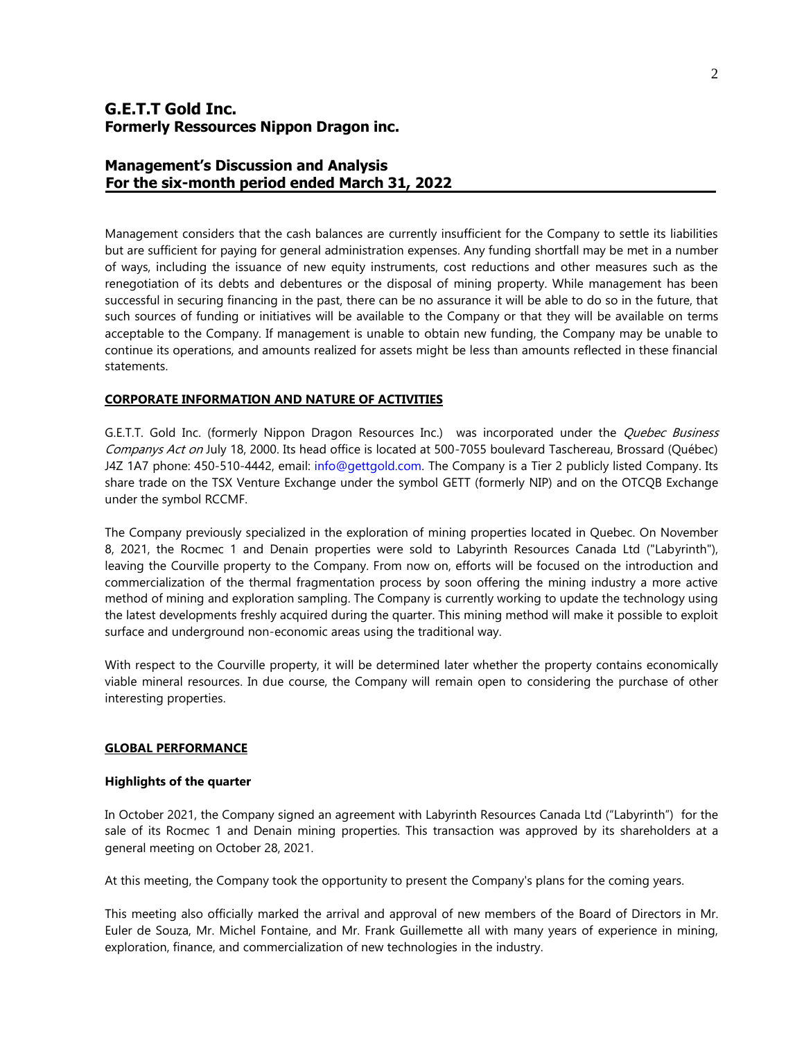Management considers that the cash balances are currently insufficient for the Company to settle its liabilities but are sufficient for paying for general administration expenses. Any funding shortfall may be met in a number of ways, including the issuance of new equity instruments, cost reductions and other measures such as the renegotiation of its debts and debentures or the disposal of mining property. While management has been successful in securing financing in the past, there can be no assurance it will be able to do so in the future, that such sources of funding or initiatives will be available to the Company or that they will be available on terms acceptable to the Company. If management is unable to obtain new funding, the Company may be unable to continue its operations, and amounts realized for assets might be less than amounts reflected in these financial statements.

## CORPORATE INFORMATION AND NATURE OF ACTIVITIES

G.E.T.T. Gold Inc. (formerly Nippon Dragon Resources Inc.) was incorporated under the *Quebec Business Companys Act on* July 18, 2000. Its head office is located at 500-7055 boulevard Taschereau, Brossard (Québec) J4Z 1A7 phone: 450-510-4442, email: info@gettgold.com. The Company is a Tier 2 publicly listed Company. Its share trade on the TSX Venture Exchange under the symbol GETT (formerly NIP) and on the OTCQB Exchange under the symbol RCCMF.

The Company previously specialized in the exploration of mining properties located in Quebec. On November 8, 2021, the Rocmec 1 and Denain properties were sold to Labyrinth Resources Canada Ltd ("Labyrinth"), leaving the Courville property to the Company. From now on, efforts will be focused on the introduction and commercialization of the thermal fragmentation process by soon offering the mining industry a more active method of mining and exploration sampling. The Company is currently working to update the technology using the latest developments freshly acquired during the quarter. This mining method will make it possible to exploit surface and underground non-economic areas using the traditional way.

With respect to the Courville property, it will be determined later whether the property contains economically viable mineral resources. In due course, the Company will remain open to considering the purchase of other interesting properties.

## GLOBAL PERFORMANCE

### Highlights of the quarter

In October 2021, the Company signed an agreement with Labyrinth Resources Canada Ltd ("Labyrinth") for the sale of its Rocmec 1 and Denain mining properties. This transaction was approved by its shareholders at a general meeting on October 28, 2021.

At this meeting, the Company took the opportunity to present the Company's plans for the coming years.

This meeting also officially marked the arrival and approval of new members of the Board of Directors in Mr. Euler de Souza, Mr. Michel Fontaine, and Mr. Frank Guillemette all with many years of experience in mining, exploration, finance, and commercialization of new technologies in the industry.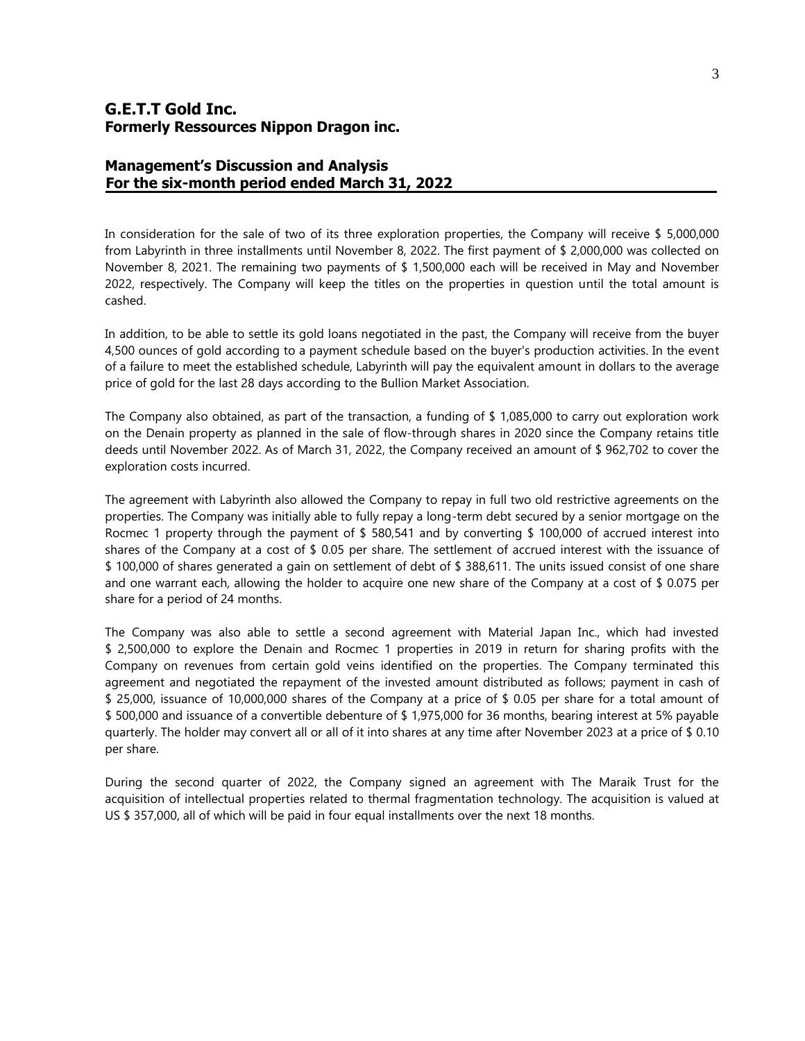## G.E.T.T Gold Inc.
## Formerly Ressources Nippon Dragon inc.

### Management's Discussion and Analysis
### For the six-month period ended March 31, 2022

In consideration for the sale of two of its three exploration properties, the Company will receive $ 5,000,000 from Labyrinth in three installments until November 8, 2022. The first payment of $ 2,000,000 was collected on November 8, 2021. The remaining two payments of $ 1,500,000 each will be received in May and November 2022, respectively. The Company will keep the titles on the properties in question until the total amount is cashed.

In addition, to be able to settle its gold loans negotiated in the past, the Company will receive from the buyer 4,500 ounces of gold according to a payment schedule based on the buyer's production activities. In the event of a failure to meet the established schedule, Labyrinth will pay the equivalent amount in dollars to the average price of gold for the last 28 days according to the Bullion Market Association.

The Company also obtained, as part of the transaction, a funding of $ 1,085,000 to carry out exploration work on the Denain property as planned in the sale of flow-through shares in 2020 since the Company retains title deeds until November 2022. As of March 31, 2022, the Company received an amount of $ 962,702 to cover the exploration costs incurred.

The agreement with Labyrinth also allowed the Company to repay in full two old restrictive agreements on the properties. The Company was initially able to fully repay a long-term debt secured by a senior mortgage on the Rocmec 1 property through the payment of $ 580,541 and by converting $ 100,000 of accrued interest into shares of the Company at a cost of $ 0.05 per share. The settlement of accrued interest with the issuance of $ 100,000 of shares generated a gain on settlement of debt of $ 388,611. The units issued consist of one share and one warrant each, allowing the holder to acquire one new share of the Company at a cost of $ 0.075 per share for a period of 24 months.

The Company was also able to settle a second agreement with Material Japan Inc., which had invested $ 2,500,000 to explore the Denain and Rocmec 1 properties in 2019 in return for sharing profits with the Company on revenues from certain gold veins identified on the properties. The Company terminated this agreement and negotiated the repayment of the invested amount distributed as follows; payment in cash of $ 25,000, issuance of 10,000,000 shares of the Company at a price of $ 0.05 per share for a total amount of $ 500,000 and issuance of a convertible debenture of $ 1,975,000 for 36 months, bearing interest at 5% payable quarterly. The holder may convert all or all of it into shares at any time after November 2023 at a price of $ 0.10 per share.

During the second quarter of 2022, the Company signed an agreement with The Maraik Trust for the acquisition of intellectual properties related to thermal fragmentation technology. The acquisition is valued at US $ 357,000, all of which will be paid in four equal installments over the next 18 months.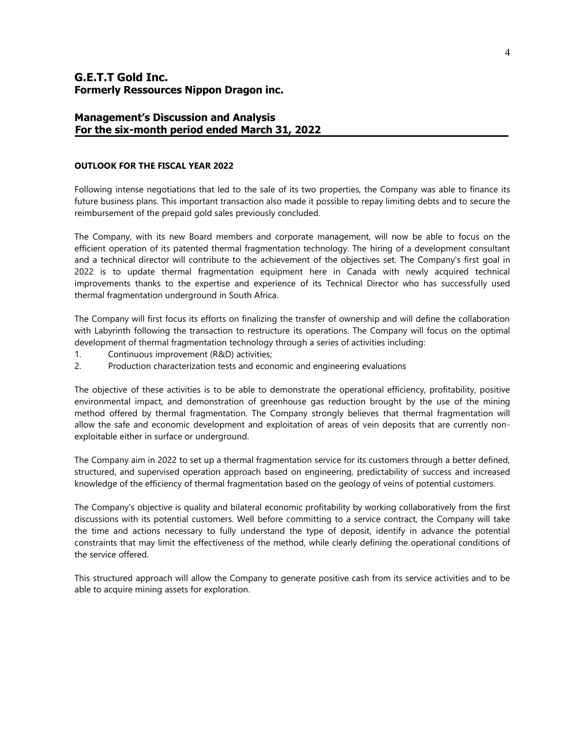## OUTLOOK FOR THE FISCAL YEAR 2022

Following intense negotiations that led to the sale of its two properties, the Company was able to finance its future business plans. This important transaction also made it possible to repay limiting debts and to secure the reimbursement of the prepaid gold sales previously concluded.

The Company, with its new Board members and corporate management, will now be able to focus on the efficient operation of its patented thermal fragmentation technology. The hiring of a development consultant and a technical director will contribute to the achievement of the objectives set. The Company's first goal in 2022 is to update thermal fragmentation equipment here in Canada with newly acquired technical improvements thanks to the expertise and experience of its Technical Director who has successfully used thermal fragmentation underground in South Africa.

The Company will first focus its efforts on finalizing the transfer of ownership and will define the collaboration with Labyrinth following the transaction to restructure its operations. The Company will focus on the optimal development of thermal fragmentation technology through a series of activities including:

1. Continuous improvement (R&D) activities;
2. Production characterization tests and economic and engineering evaluations

The objective of these activities is to be able to demonstrate the operational efficiency, profitability, positive environmental impact, and demonstration of greenhouse gas reduction brought by the use of the mining method offered by thermal fragmentation. The Company strongly believes that thermal fragmentation will allow the safe and economic development and exploitation of areas of vein deposits that are currently non-exploitable either in surface or underground.

The Company aim in 2022 to set up a thermal fragmentation service for its customers through a better defined, structured, and supervised operation approach based on engineering, predictability of success and increased knowledge of the efficiency of thermal fragmentation based on the geology of veins of potential customers.

The Company's objective is quality and bilateral economic profitability by working collaboratively from the first discussions with its potential customers. Well before committing to a service contract, the Company will take the time and actions necessary to fully understand the type of deposit, identify in advance the potential constraints that may limit the effectiveness of the method, while clearly defining the operational conditions of the service offered.

This structured approach will allow the Company to generate positive cash from its service activities and to be able to acquire mining assets for exploration.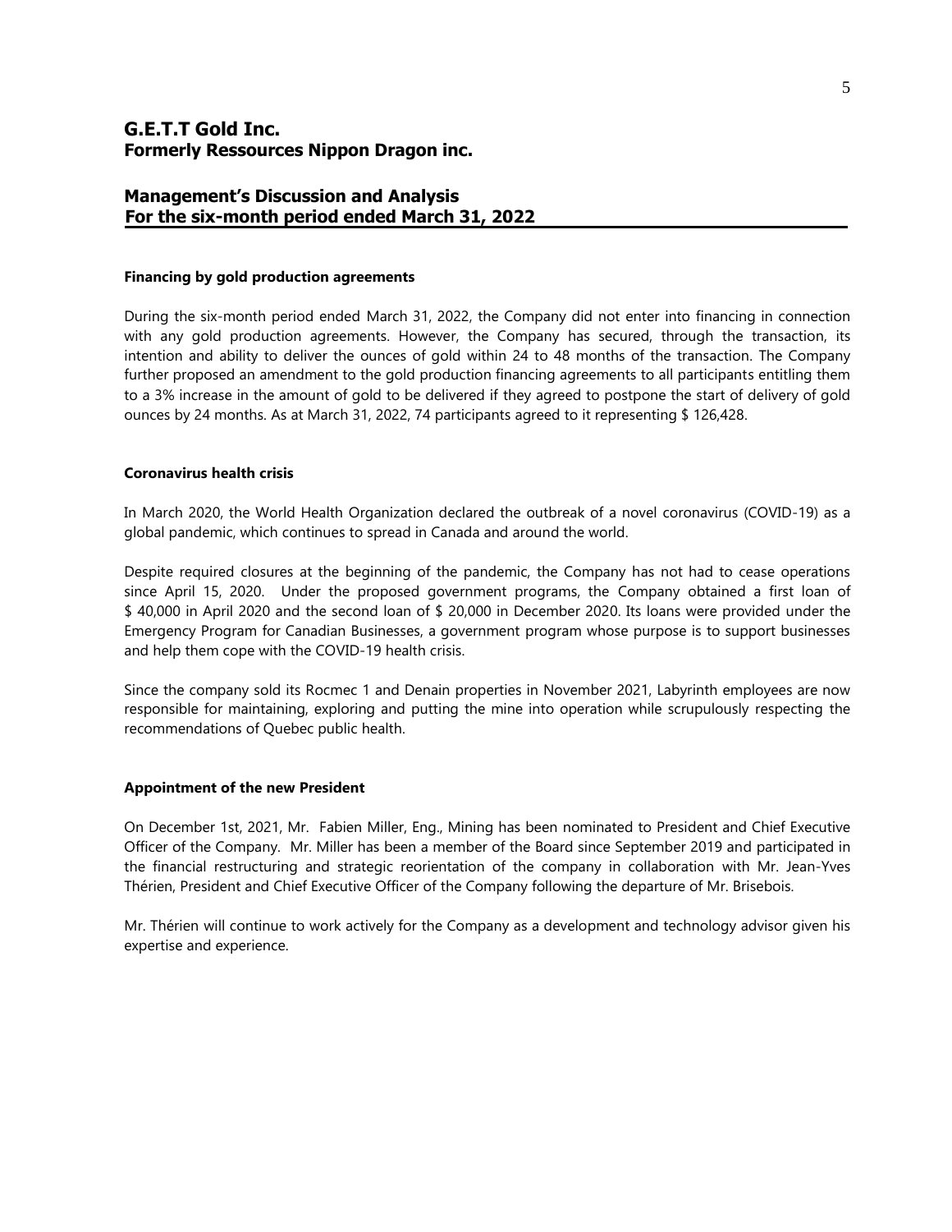#### Financing by gold production agreements

During the six-month period ended March 31, 2022, the Company did not enter into financing in connection with any gold production agreements. However, the Company has secured, through the transaction, its intention and ability to deliver the ounces of gold within 24 to 48 months of the transaction. The Company further proposed an amendment to the gold production financing agreements to all participants entitling them to a 3% increase in the amount of gold to be delivered if they agreed to postpone the start of delivery of gold ounces by 24 months. As at March 31, 2022, 74 participants agreed to it representing \$ 126,428.

#### Coronavirus health crisis

In March 2020, the World Health Organization declared the outbreak of a novel coronavirus (COVID-19) as a global pandemic, which continues to spread in Canada and around the world.

Despite required closures at the beginning of the pandemic, the Company has not had to cease operations since April 15, 2020. Under the proposed government programs, the Company obtained a first loan of \$ 40,000 in April 2020 and the second loan of \$ 20,000 in December 2020. Its loans were provided under the Emergency Program for Canadian Businesses, a government program whose purpose is to support businesses and help them cope with the COVID-19 health crisis.

Since the company sold its Rocmec 1 and Denain properties in November 2021, Labyrinth employees are now responsible for maintaining, exploring and putting the mine into operation while scrupulously respecting the recommendations of Quebec public health.

#### Appointment of the new President

On December 1st, 2021, Mr. Fabien Miller, Eng., Mining has been nominated to President and Chief Executive Officer of the Company. Mr. Miller has been a member of the Board since September 2019 and participated in the financial restructuring and strategic reorientation of the company in collaboration with Mr. Jean-Yves Thérien, President and Chief Executive Officer of the Company following the departure of Mr. Brisebois.

Mr. Thérien will continue to work actively for the Company as a development and technology advisor given his expertise and experience.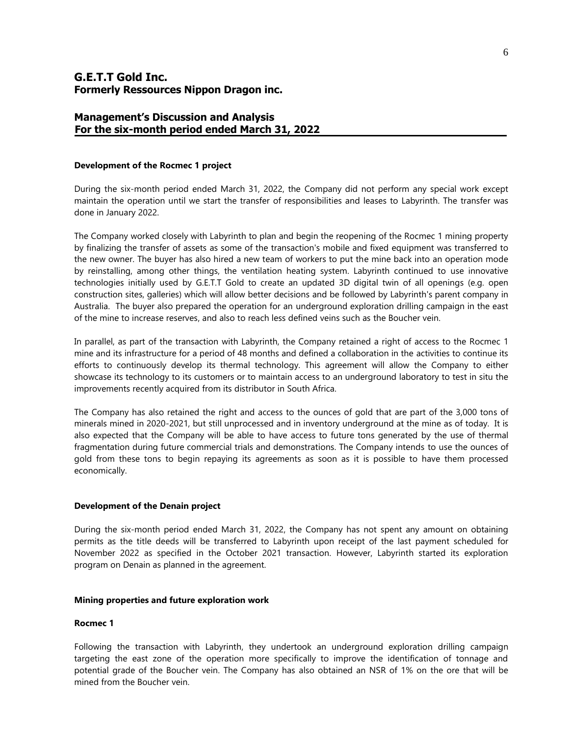#### Development of the Rocmec 1 project

During the six-month period ended March 31, 2022, the Company did not perform any special work except maintain the operation until we start the transfer of responsibilities and leases to Labyrinth. The transfer was done in January 2022.

The Company worked closely with Labyrinth to plan and begin the reopening of the Rocmec 1 mining property by finalizing the transfer of assets as some of the transaction's mobile and fixed equipment was transferred to the new owner. The buyer has also hired a new team of workers to put the mine back into an operation mode by reinstalling, among other things, the ventilation heating system. Labyrinth continued to use innovative technologies initially used by G.E.T.T Gold to create an updated 3D digital twin of all openings (e.g. open construction sites, galleries) which will allow better decisions and be followed by Labyrinth's parent company in Australia. The buyer also prepared the operation for an underground exploration drilling campaign in the east of the mine to increase reserves, and also to reach less defined veins such as the Boucher vein.

In parallel, as part of the transaction with Labyrinth, the Company retained a right of access to the Rocmec 1 mine and its infrastructure for a period of 48 months and defined a collaboration in the activities to continue its efforts to continuously develop its thermal technology. This agreement will allow the Company to either showcase its technology to its customers or to maintain access to an underground laboratory to test in situ the improvements recently acquired from its distributor in South Africa.

The Company has also retained the right and access to the ounces of gold that are part of the 3,000 tons of minerals mined in 2020-2021, but still unprocessed and in inventory underground at the mine as of today. It is also expected that the Company will be able to have access to future tons generated by the use of thermal fragmentation during future commercial trials and demonstrations. The Company intends to use the ounces of gold from these tons to begin repaying its agreements as soon as it is possible to have them processed economically.

#### Development of the Denain project

During the six-month period ended March 31, 2022, the Company has not spent any amount on obtaining permits as the title deeds will be transferred to Labyrinth upon receipt of the last payment scheduled for November 2022 as specified in the October 2021 transaction. However, Labyrinth started its exploration program on Denain as planned in the agreement.

#### Mining properties and future exploration work

#### Rocmec 1

Following the transaction with Labyrinth, they undertook an underground exploration drilling campaign targeting the east zone of the operation more specifically to improve the identification of tonnage and potential grade of the Boucher vein. The Company has also obtained an NSR of 1% on the ore that will be mined from the Boucher vein.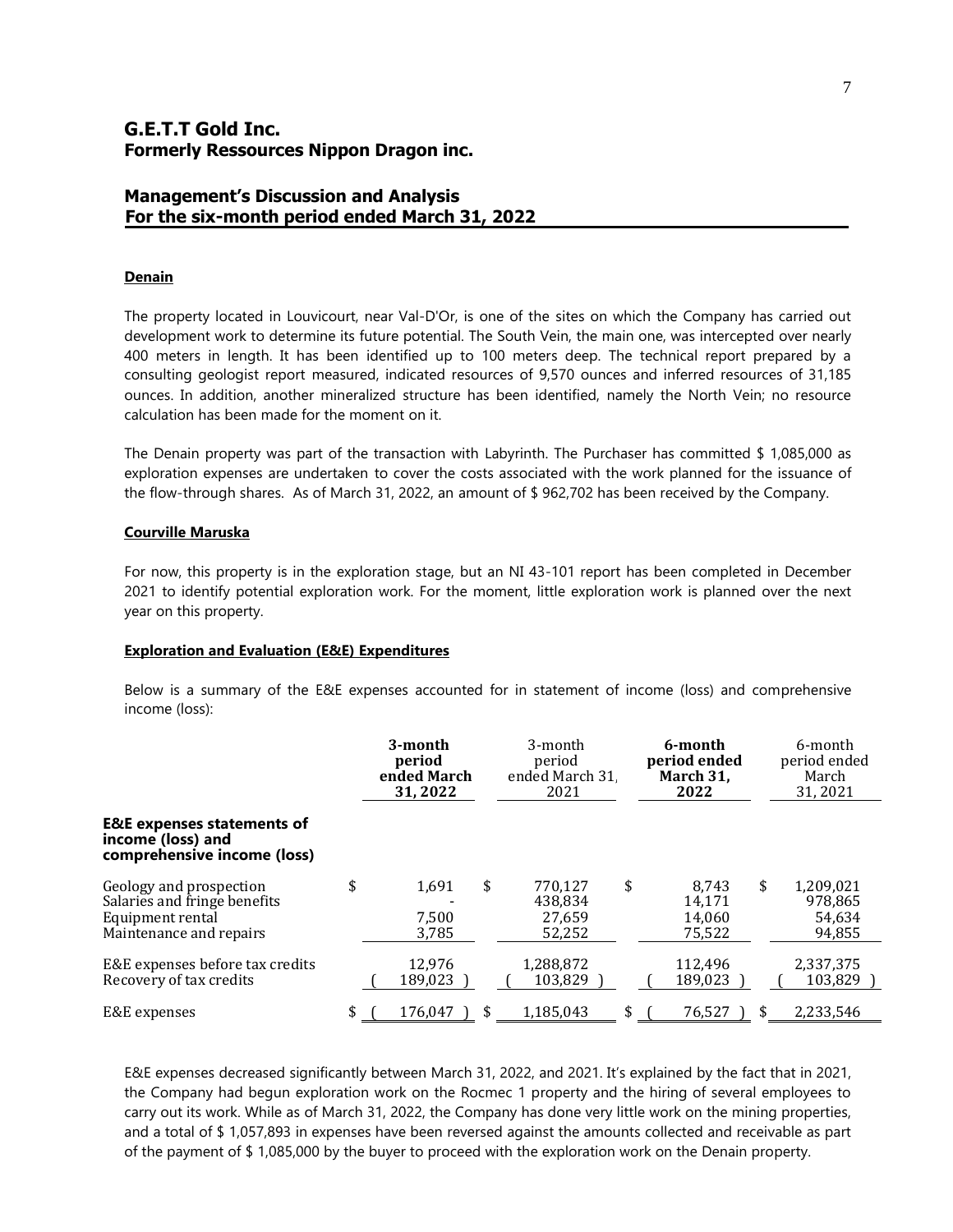## Denain

The property located in Louvicourt, near Val-D'Or, is one of the sites on which the Company has carried out development work to determine its future potential. The South Vein, the main one, was intercepted over nearly 400 meters in length. It has been identified up to 100 meters deep. The technical report prepared by a consulting geologist report measured, indicated resources of 9,570 ounces and inferred resources of 31,185 ounces. In addition, another mineralized structure has been identified, namely the North Vein; no resource calculation has been made for the moment on it.

The Denain property was part of the transaction with Labyrinth. The Purchaser has committed $ 1,085,000 as exploration expenses are undertaken to cover the costs associated with the work planned for the issuance of the flow-through shares. As of March 31, 2022, an amount of $ 962,702 has been received by the Company.

## Courville Maruska

For now, this property is in the exploration stage, but an NI 43-101 report has been completed in December 2021 to identify potential exploration work. For the moment, little exploration work is planned over the next year on this property.

## Exploration and Evaluation (E&E) Expenditures

Below is a summary of the E&E expenses accounted for in statement of income (loss) and comprehensive income (loss):

| | **3-month period ended March 31, 2022** | 3-month period ended March 31, 2021 | **6-month period ended March 31, 2022** | 6-month period ended March 31, 2021 |
|---|---|---|---|---|
| **E&E expenses statements of income (loss) and comprehensive income (loss)** | | | | |
| Geology and prospection | $ 1,691 | $ 770,127 | $ 8,743 | $ 1,209,021 |
| Salaries and fringe benefits | - | 438,834 | 14,171 | 978,865 |
| Equipment rental | 7,500 | 27,659 | 14,060 | 54,634 |
| Maintenance and repairs | 3,785 | 52,252 | 75,522 | 94,855 |
| E&E expenses before tax credits | 12,976 | 1,288,872 | 112,496 | 2,337,375 |
| Recovery of tax credits | ( 189,023 ) | ( 103,829 ) | ( 189,023 ) | ( 103,829 ) |
| E&E expenses | $ ( 176,047 ) | $ 1,185,043 | $ ( 76,527 ) | $ 2,233,546 |

E&E expenses decreased significantly between March 31, 2022, and 2021. It's explained by the fact that in 2021, the Company had begun exploration work on the Rocmec 1 property and the hiring of several employees to carry out its work. While as of March 31, 2022, the Company has done very little work on the mining properties, and a total of $ 1,057,893 in expenses have been reversed against the amounts collected and receivable as part of the payment of $ 1,085,000 by the buyer to proceed with the exploration work on the Denain property.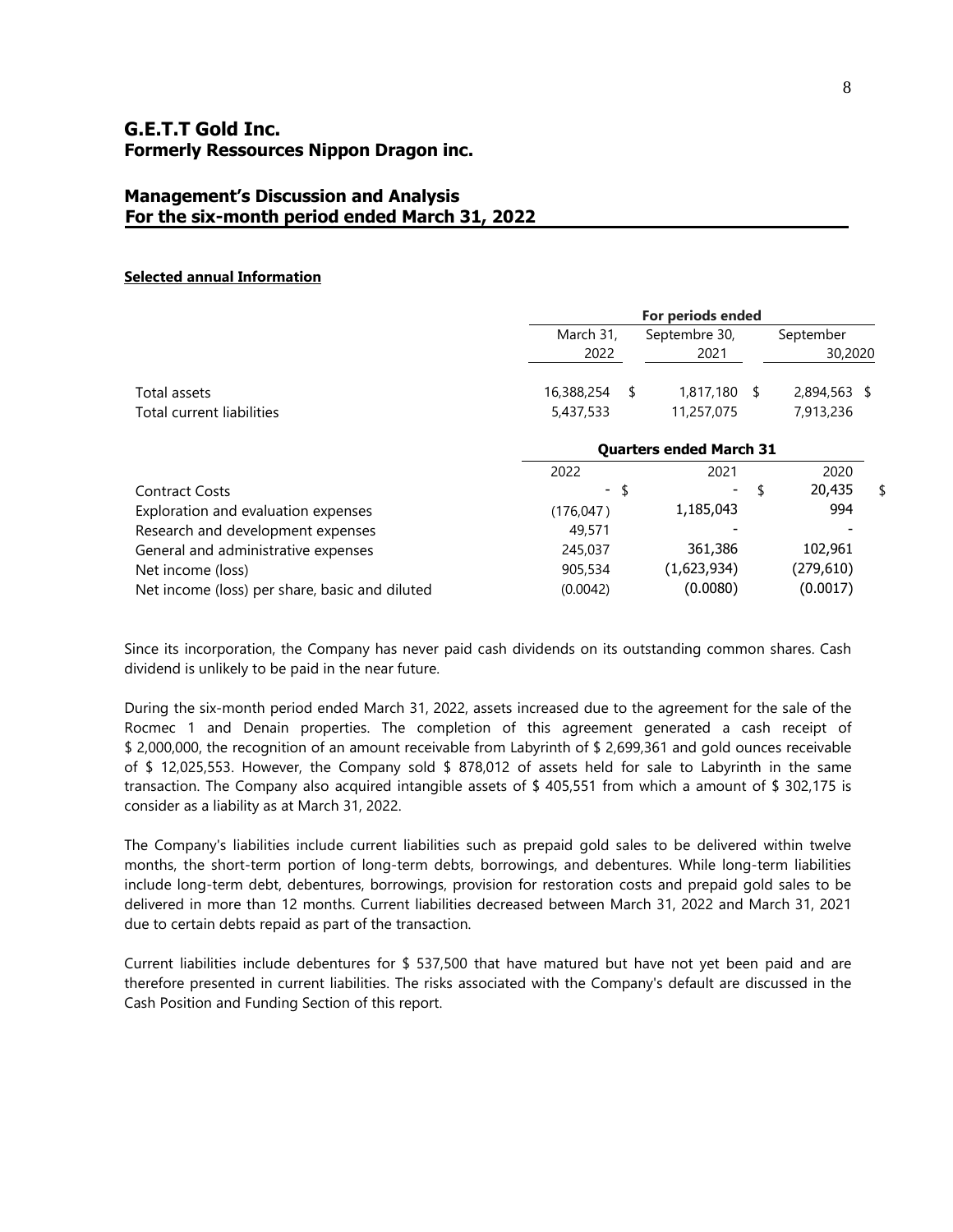## G.E.T.T Gold Inc.
## Formerly Ressources Nippon Dragon inc.

## Management's Discussion and Analysis
## For the six-month period ended March 31, 2022

**Selected annual Information**

| | For periods ended | | |
|---|---|---|---|
| | March 31, 2022 | Septembre 30, 2021 | September 30,2020 |
| Total assets | 16,388,254 $ | 1,817,180 $ | 2,894,563 $ |
| Total current liabilities | 5,437,533 | 11,257,075 | 7,913,236 |

| | Quarters ended March 31 | | |
|---|---|---|---|
| | 2022 | 2021 | 2020 |
| Contract Costs | - $ | - $ | 20,435 $ |
| Exploration and evaluation expenses | (176,047) | 1,185,043 | 994 |
| Research and development expenses | 49,571 | - | - |
| General and administrative expenses | 245,037 | 361,386 | 102,961 |
| Net income (loss) | 905,534 | (1,623,934) | (279,610) |
| Net income (loss) per share, basic and diluted | (0.0042) | (0.0080) | (0.0017) |

Since its incorporation, the Company has never paid cash dividends on its outstanding common shares. Cash dividend is unlikely to be paid in the near future.

During the six-month period ended March 31, 2022, assets increased due to the agreement for the sale of the Rocmec 1 and Denain properties. The completion of this agreement generated a cash receipt of $ 2,000,000, the recognition of an amount receivable from Labyrinth of $ 2,699,361 and gold ounces receivable of $ 12,025,553. However, the Company sold $ 878,012 of assets held for sale to Labyrinth in the same transaction. The Company also acquired intangible assets of $ 405,551 from which a amount of $ 302,175 is consider as a liability as at March 31, 2022.

The Company's liabilities include current liabilities such as prepaid gold sales to be delivered within twelve months, the short-term portion of long-term debts, borrowings, and debentures. While long-term liabilities include long-term debt, debentures, borrowings, provision for restoration costs and prepaid gold sales to be delivered in more than 12 months. Current liabilities decreased between March 31, 2022 and March 31, 2021 due to certain debts repaid as part of the transaction.

Current liabilities include debentures for $ 537,500 that have matured but have not yet been paid and are therefore presented in current liabilities. The risks associated with the Company's default are discussed in the Cash Position and Funding Section of this report.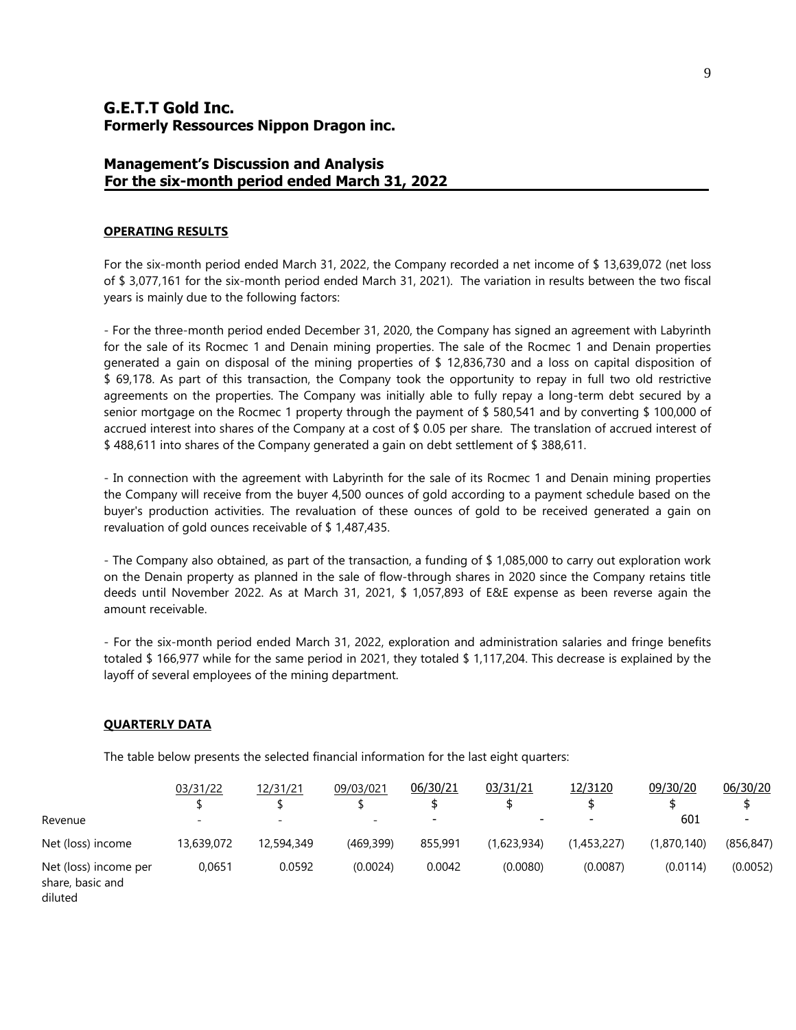# G.E.T.T Gold Inc.
# Formerly Ressources Nippon Dragon inc.

## Management's Discussion and Analysis
## For the six-month period ended March 31, 2022

### OPERATING RESULTS

For the six-month period ended March 31, 2022, the Company recorded a net income of $ 13,639,072 (net loss of $ 3,077,161 for the six-month period ended March 31, 2021). The variation in results between the two fiscal years is mainly due to the following factors:

- For the three-month period ended December 31, 2020, the Company has signed an agreement with Labyrinth for the sale of its Rocmec 1 and Denain mining properties. The sale of the Rocmec 1 and Denain properties generated a gain on disposal of the mining properties of $ 12,836,730 and a loss on capital disposition of $ 69,178. As part of this transaction, the Company took the opportunity to repay in full two old restrictive agreements on the properties. The Company was initially able to fully repay a long-term debt secured by a senior mortgage on the Rocmec 1 property through the payment of $ 580,541 and by converting $ 100,000 of accrued interest into shares of the Company at a cost of $ 0.05 per share. The translation of accrued interest of $ 488,611 into shares of the Company generated a gain on debt settlement of $ 388,611.

- In connection with the agreement with Labyrinth for the sale of its Rocmec 1 and Denain mining properties the Company will receive from the buyer 4,500 ounces of gold according to a payment schedule based on the buyer's production activities. The revaluation of these ounces of gold to be received generated a gain on revaluation of gold ounces receivable of $ 1,487,435.

- The Company also obtained, as part of the transaction, a funding of $ 1,085,000 to carry out exploration work on the Denain property as planned in the sale of flow-through shares in 2020 since the Company retains title deeds until November 2022. As at March 31, 2021, $ 1,057,893 of E&E expense as been reverse again the amount receivable.

- For the six-month period ended March 31, 2022, exploration and administration salaries and fringe benefits totaled $ 166,977 while for the same period in 2021, they totaled $ 1,117,204. This decrease is explained by the layoff of several employees of the mining department.

### QUARTERLY DATA

The table below presents the selected financial information for the last eight quarters:

| | 03/31/22 | 12/31/21 | 09/03/021 | 06/30/21 | 03/31/21 | 12/3120 | 09/30/20 | 06/30/20 |
|---|---|---|---|---|---|---|---|---|
| | $ | $ | $ | $ | $ | $ | $ | $ |
| Revenue | - | - | - | - | - | - | 601 | - |
| Net (loss) income | 13,639,072 | 12,594,349 | (469,399) | 855,991 | (1,623,934) | (1,453,227) | (1,870,140) | (856,847) |
| Net (loss) income per share, basic and diluted | 0,0651 | 0.0592 | (0.0024) | 0.0042 | (0.0080) | (0.0087) | (0.0114) | (0.0052) |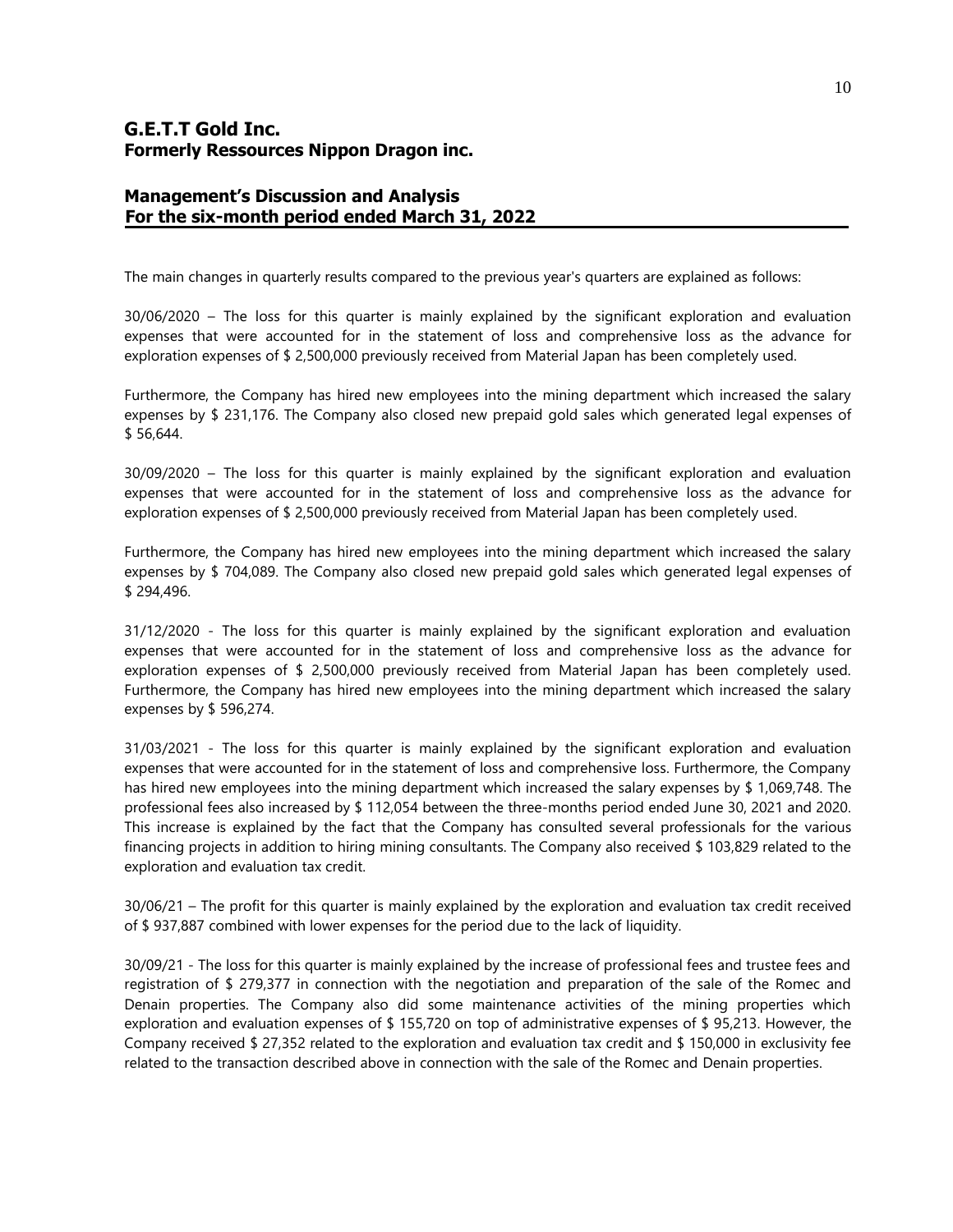The main changes in quarterly results compared to the previous year's quarters are explained as follows:

30/06/2020 – The loss for this quarter is mainly explained by the significant exploration and evaluation expenses that were accounted for in the statement of loss and comprehensive loss as the advance for exploration expenses of $ 2,500,000 previously received from Material Japan has been completely used.

Furthermore, the Company has hired new employees into the mining department which increased the salary expenses by $ 231,176. The Company also closed new prepaid gold sales which generated legal expenses of $ 56,644.

30/09/2020 – The loss for this quarter is mainly explained by the significant exploration and evaluation expenses that were accounted for in the statement of loss and comprehensive loss as the advance for exploration expenses of $ 2,500,000 previously received from Material Japan has been completely used.

Furthermore, the Company has hired new employees into the mining department which increased the salary expenses by $ 704,089. The Company also closed new prepaid gold sales which generated legal expenses of $ 294,496.

31/12/2020 - The loss for this quarter is mainly explained by the significant exploration and evaluation expenses that were accounted for in the statement of loss and comprehensive loss as the advance for exploration expenses of $ 2,500,000 previously received from Material Japan has been completely used. Furthermore, the Company has hired new employees into the mining department which increased the salary expenses by $ 596,274.

31/03/2021 - The loss for this quarter is mainly explained by the significant exploration and evaluation expenses that were accounted for in the statement of loss and comprehensive loss. Furthermore, the Company has hired new employees into the mining department which increased the salary expenses by $ 1,069,748. The professional fees also increased by $ 112,054 between the three-months period ended June 30, 2021 and 2020. This increase is explained by the fact that the Company has consulted several professionals for the various financing projects in addition to hiring mining consultants. The Company also received $ 103,829 related to the exploration and evaluation tax credit.

30/06/21 – The profit for this quarter is mainly explained by the exploration and evaluation tax credit received of $ 937,887 combined with lower expenses for the period due to the lack of liquidity.

30/09/21 - The loss for this quarter is mainly explained by the increase of professional fees and trustee fees and registration of $ 279,377 in connection with the negotiation and preparation of the sale of the Romec and Denain properties. The Company also did some maintenance activities of the mining properties which exploration and evaluation expenses of $ 155,720 on top of administrative expenses of $ 95,213. However, the Company received $ 27,352 related to the exploration and evaluation tax credit and $ 150,000 in exclusivity fee related to the transaction described above in connection with the sale of the Romec and Denain properties.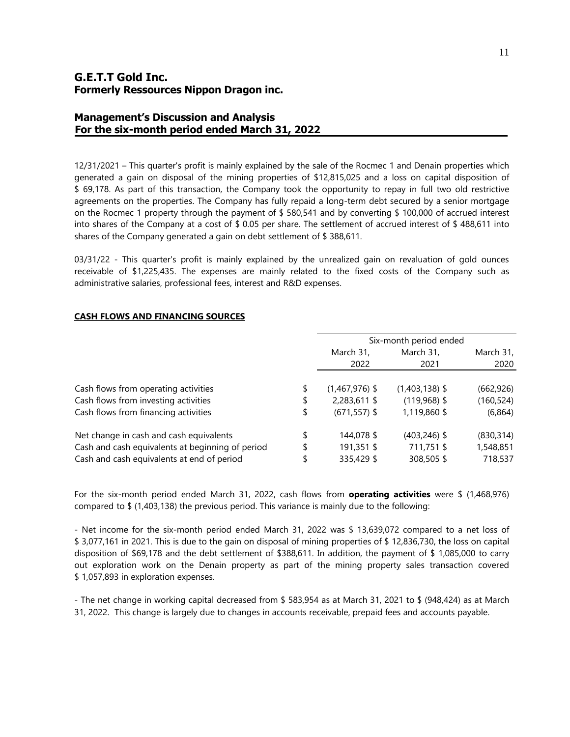## G.E.T.T Gold Inc.
## Formerly Ressources Nippon Dragon inc.

## Management's Discussion and Analysis
## For the six-month period ended March 31, 2022

12/31/2021 – This quarter's profit is mainly explained by the sale of the Rocmec 1 and Denain properties which generated a gain on disposal of the mining properties of $12,815,025 and a loss on capital disposition of $ 69,178. As part of this transaction, the Company took the opportunity to repay in full two old restrictive agreements on the properties. The Company has fully repaid a long-term debt secured by a senior mortgage on the Rocmec 1 property through the payment of $ 580,541 and by converting $ 100,000 of accrued interest into shares of the Company at a cost of $ 0.05 per share. The settlement of accrued interest of $ 488,611 into shares of the Company generated a gain on debt settlement of $ 388,611.

03/31/22 - This quarter's profit is mainly explained by the unrealized gain on revaluation of gold ounces receivable of $1,225,435. The expenses are mainly related to the fixed costs of the Company such as administrative salaries, professional fees, interest and R&D expenses.

**CASH FLOWS AND FINANCING SOURCES**

| | | Six-month period ended | | |
|---|---|---|---|---|
| | | March 31, 2022 | March 31, 2021 | March 31, 2020 |
| Cash flows from operating activities | $ | (1,467,976) $ | (1,403,138) $ | (662,926) |
| Cash flows from investing activities | $ | 2,283,611 $ | (119,968) $ | (160,524) |
| Cash flows from financing activities | $ | (671,557) $ | 1,119,860 $ | (6,864) |
| Net change in cash and cash equivalents | $ | 144,078 $ | (403,246) $ | (830,314) |
| Cash and cash equivalents at beginning of period | $ | 191,351 $ | 711,751 $ | 1,548,851 |
| Cash and cash equivalents at end of period | $ | 335,429 $ | 308,505 $ | 718,537 |

For the six-month period ended March 31, 2022, cash flows from **operating activities** were $ (1,468,976) compared to $ (1,403,138) the previous period. This variance is mainly due to the following:

- Net income for the six-month period ended March 31, 2022 was $ 13,639,072 compared to a net loss of $ 3,077,161 in 2021. This is due to the gain on disposal of mining properties of $ 12,836,730, the loss on capital disposition of $69,178 and the debt settlement of $388,611. In addition, the payment of $ 1,085,000 to carry out exploration work on the Denain property as part of the mining property sales transaction covered $ 1,057,893 in exploration expenses.

- The net change in working capital decreased from $ 583,954 as at March 31, 2021 to $ (948,424) as at March 31, 2022. This change is largely due to changes in accounts receivable, prepaid fees and accounts payable.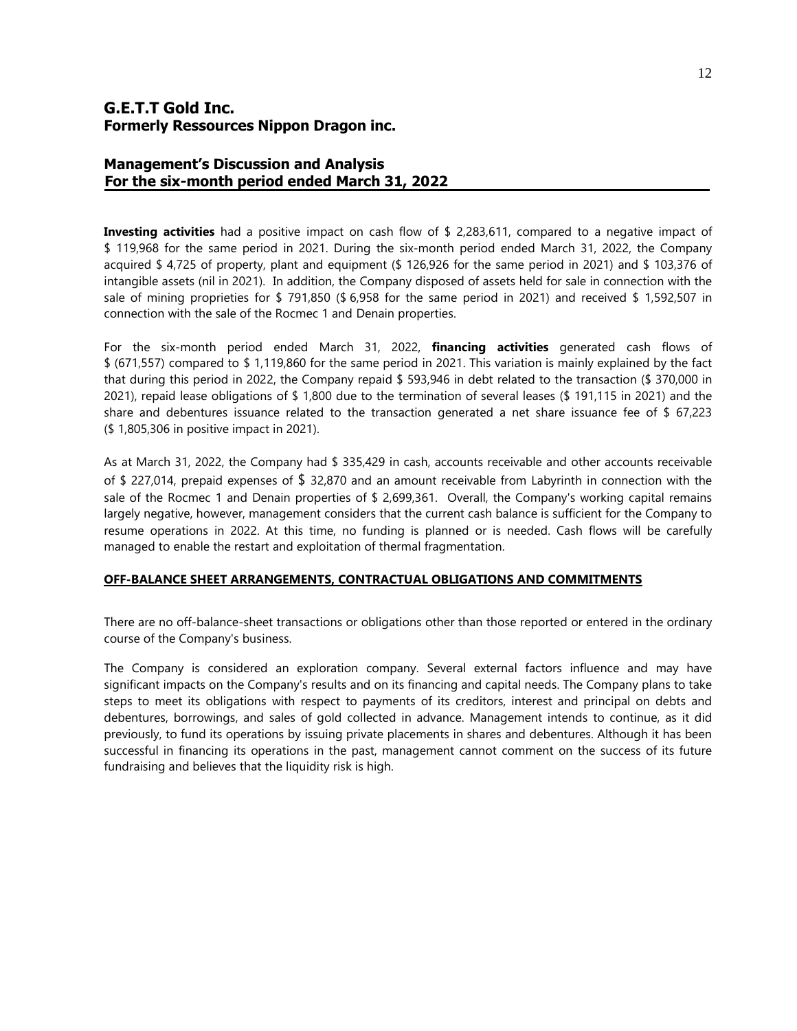**Investing activities** had a positive impact on cash flow of $ 2,283,611, compared to a negative impact of $ 119,968 for the same period in 2021. During the six-month period ended March 31, 2022, the Company acquired $ 4,725 of property, plant and equipment ($ 126,926 for the same period in 2021) and $ 103,376 of intangible assets (nil in 2021). In addition, the Company disposed of assets held for sale in connection with the sale of mining proprieties for $ 791,850 ($ 6,958 for the same period in 2021) and received $ 1,592,507 in connection with the sale of the Rocmec 1 and Denain properties.

For the six-month period ended March 31, 2022, **financing activities** generated cash flows of $ (671,557) compared to $ 1,119,860 for the same period in 2021. This variation is mainly explained by the fact that during this period in 2022, the Company repaid $ 593,946 in debt related to the transaction ($ 370,000 in 2021), repaid lease obligations of $ 1,800 due to the termination of several leases ($ 191,115 in 2021) and the share and debentures issuance related to the transaction generated a net share issuance fee of $ 67,223 ($ 1,805,306 in positive impact in 2021).

As at March 31, 2022, the Company had $ 335,429 in cash, accounts receivable and other accounts receivable of $ 227,014, prepaid expenses of $ 32,870 and an amount receivable from Labyrinth in connection with the sale of the Rocmec 1 and Denain properties of $ 2,699,361. Overall, the Company's working capital remains largely negative, however, management considers that the current cash balance is sufficient for the Company to resume operations in 2022. At this time, no funding is planned or is needed. Cash flows will be carefully managed to enable the restart and exploitation of thermal fragmentation.

## OFF-BALANCE SHEET ARRANGEMENTS, CONTRACTUAL OBLIGATIONS AND COMMITMENTS

There are no off-balance-sheet transactions or obligations other than those reported or entered in the ordinary course of the Company's business.

The Company is considered an exploration company. Several external factors influence and may have significant impacts on the Company's results and on its financing and capital needs. The Company plans to take steps to meet its obligations with respect to payments of its creditors, interest and principal on debts and debentures, borrowings, and sales of gold collected in advance. Management intends to continue, as it did previously, to fund its operations by issuing private placements in shares and debentures. Although it has been successful in financing its operations in the past, management cannot comment on the success of its future fundraising and believes that the liquidity risk is high.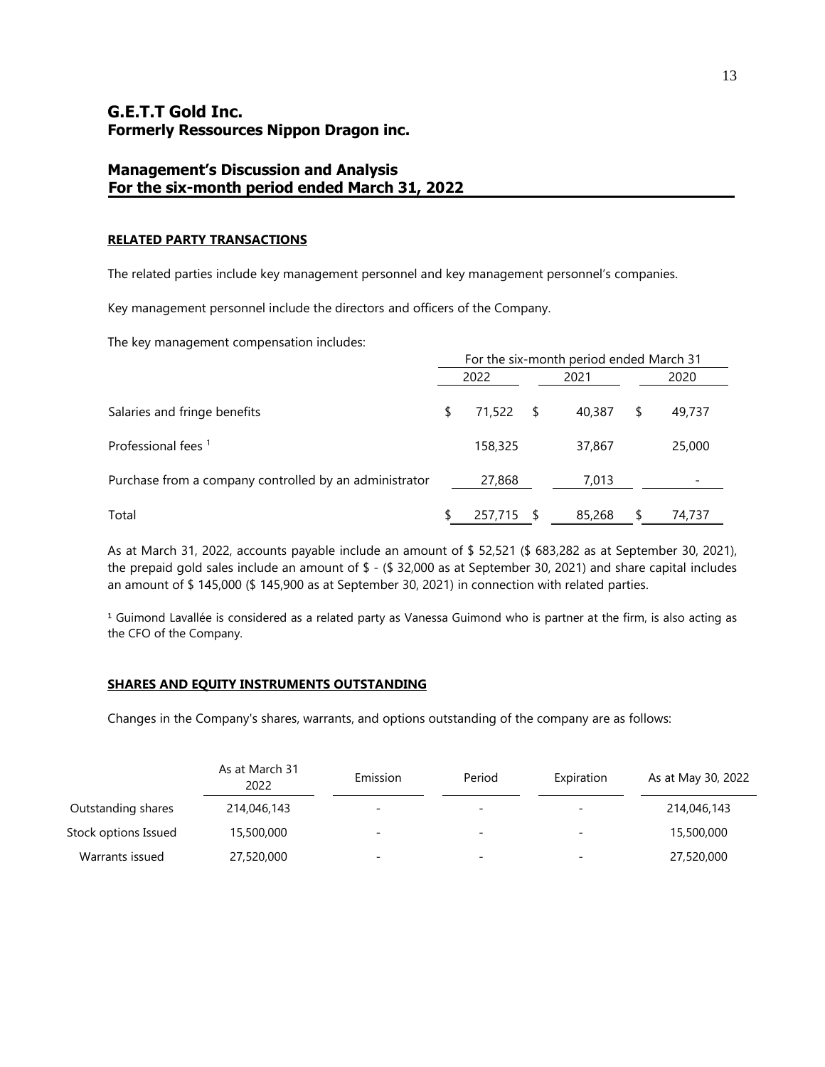# G.E.T.T Gold Inc.
## Formerly Ressources Nippon Dragon inc.

## Management's Discussion and Analysis
## For the six-month period ended March 31, 2022

### RELATED PARTY TRANSACTIONS

The related parties include key management personnel and key management personnel's companies.

Key management personnel include the directors and officers of the Company.

The key management compensation includes:

| | For the six-month period ended March 31 | | |
|---|---|---|---|
| | 2022 | 2021 | 2020 |
| Salaries and fringe benefits | $ 71,522 | $ 40,387 | $ 49,737 |
| Professional fees [1] | 158,325 | 37,867 | 25,000 |
| Purchase from a company controlled by an administrator | 27,868 | 7,013 | - |
| Total | $ 257,715 | $ 85,268 | $ 74,737 |

As at March 31, 2022, accounts payable include an amount of $ 52,521 ($ 683,282 as at September 30, 2021), the prepaid gold sales include an amount of $ - ($ 32,000 as at September 30, 2021) and share capital includes an amount of $ 145,000 ($ 145,900 as at September 30, 2021) in connection with related parties.

[1] Guimond Lavallée is considered as a related party as Vanessa Guimond who is partner at the firm, is also acting as the CFO of the Company.

### SHARES AND EQUITY INSTRUMENTS OUTSTANDING

Changes in the Company's shares, warrants, and options outstanding of the company are as follows:

| | As at March 31 2022 | Emission | Period | Expiration | As at May 30, 2022 |
|---|---|---|---|---|---|
| Outstanding shares | 214,046,143 | - | - | - | 214,046,143 |
| Stock options Issued | 15,500,000 | - | - | - | 15,500,000 |
| Warrants issued | 27,520,000 | - | - | - | 27,520,000 |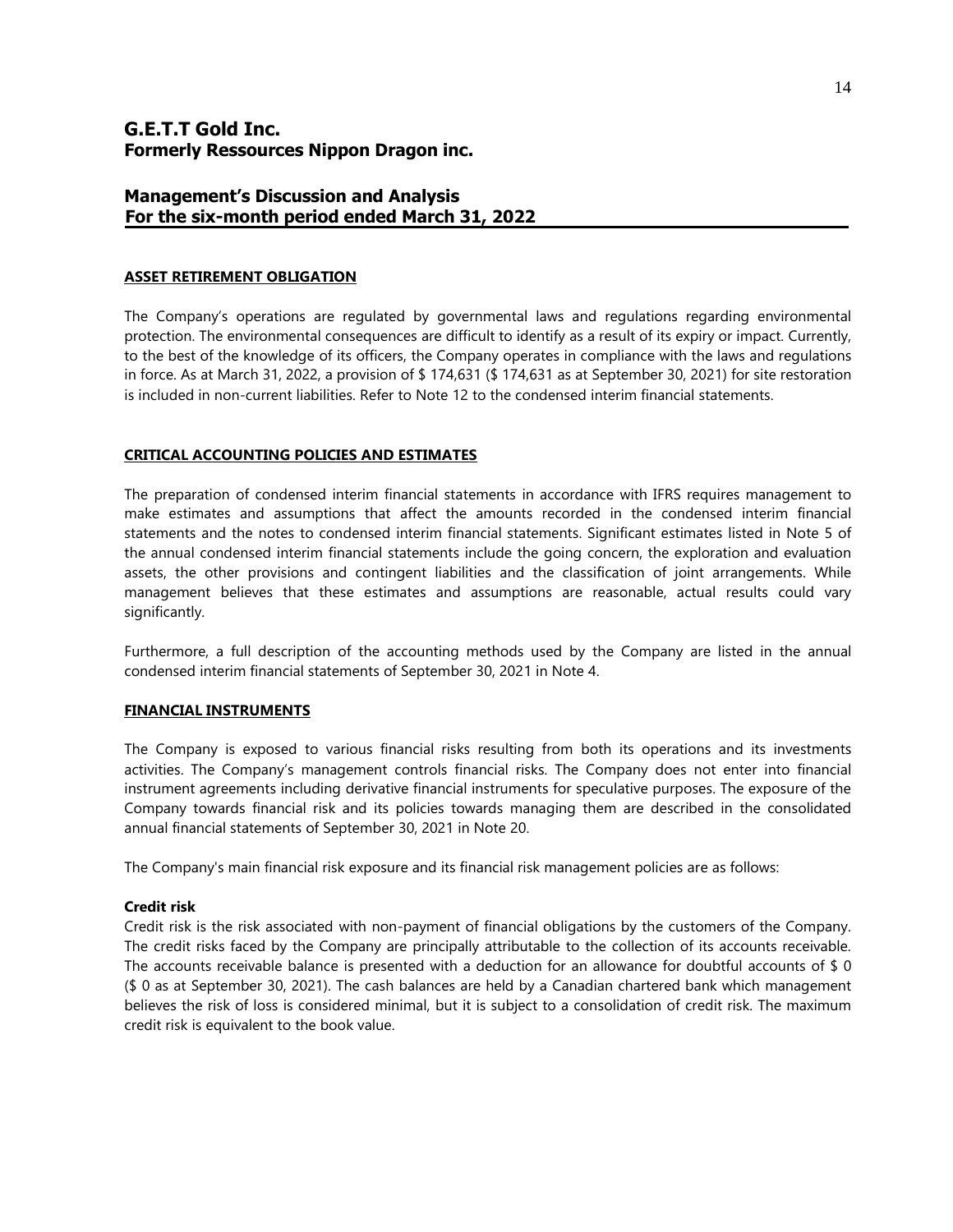## ASSET RETIREMENT OBLIGATION

The Company's operations are regulated by governmental laws and regulations regarding environmental protection. The environmental consequences are difficult to identify as a result of its expiry or impact. Currently, to the best of the knowledge of its officers, the Company operates in compliance with the laws and regulations in force. As at March 31, 2022, a provision of $ 174,631 ($ 174,631 as at September 30, 2021) for site restoration is included in non-current liabilities. Refer to Note 12 to the condensed interim financial statements.

## CRITICAL ACCOUNTING POLICIES AND ESTIMATES

The preparation of condensed interim financial statements in accordance with IFRS requires management to make estimates and assumptions that affect the amounts recorded in the condensed interim financial statements and the notes to condensed interim financial statements. Significant estimates listed in Note 5 of the annual condensed interim financial statements include the going concern, the exploration and evaluation assets, the other provisions and contingent liabilities and the classification of joint arrangements. While management believes that these estimates and assumptions are reasonable, actual results could vary significantly.

Furthermore, a full description of the accounting methods used by the Company are listed in the annual condensed interim financial statements of September 30, 2021 in Note 4.

## FINANCIAL INSTRUMENTS

The Company is exposed to various financial risks resulting from both its operations and its investments activities. The Company's management controls financial risks. The Company does not enter into financial instrument agreements including derivative financial instruments for speculative purposes. The exposure of the Company towards financial risk and its policies towards managing them are described in the consolidated annual financial statements of September 30, 2021 in Note 20.

The Company's main financial risk exposure and its financial risk management policies are as follows:

**Credit risk**

Credit risk is the risk associated with non-payment of financial obligations by the customers of the Company. The credit risks faced by the Company are principally attributable to the collection of its accounts receivable. The accounts receivable balance is presented with a deduction for an allowance for doubtful accounts of $ 0 ($ 0 as at September 30, 2021). The cash balances are held by a Canadian chartered bank which management believes the risk of loss is considered minimal, but it is subject to a consolidation of credit risk. The maximum credit risk is equivalent to the book value.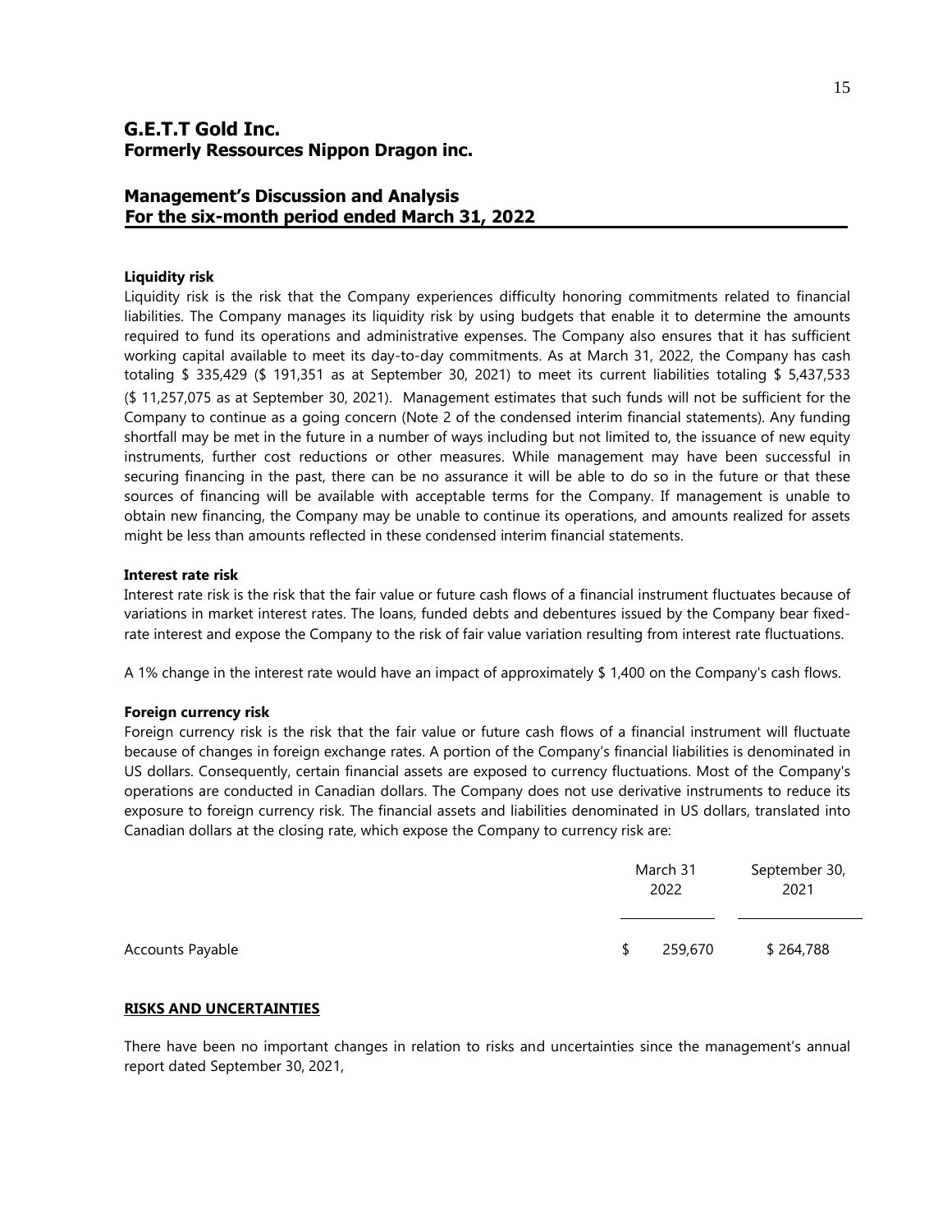## Liquidity risk

Liquidity risk is the risk that the Company experiences difficulty honoring commitments related to financial liabilities. The Company manages its liquidity risk by using budgets that enable it to determine the amounts required to fund its operations and administrative expenses. The Company also ensures that it has sufficient working capital available to meet its day-to-day commitments. As at March 31, 2022, the Company has cash totaling $ 335,429 ($ 191,351 as at September 30, 2021) to meet its current liabilities totaling $ 5,437,533 ($ 11,257,075 as at September 30, 2021). Management estimates that such funds will not be sufficient for the Company to continue as a going concern (Note 2 of the condensed interim financial statements). Any funding shortfall may be met in the future in a number of ways including but not limited to, the issuance of new equity instruments, further cost reductions or other measures. While management may have been successful in securing financing in the past, there can be no assurance it will be able to do so in the future or that these sources of financing will be available with acceptable terms for the Company. If management is unable to obtain new financing, the Company may be unable to continue its operations, and amounts realized for assets might be less than amounts reflected in these condensed interim financial statements.

## Interest rate risk

Interest rate risk is the risk that the fair value or future cash flows of a financial instrument fluctuates because of variations in market interest rates. The loans, funded debts and debentures issued by the Company bear fixed-rate interest and expose the Company to the risk of fair value variation resulting from interest rate fluctuations.

A 1% change in the interest rate would have an impact of approximately $ 1,400 on the Company's cash flows.

## Foreign currency risk

Foreign currency risk is the risk that the fair value or future cash flows of a financial instrument will fluctuate because of changes in foreign exchange rates. A portion of the Company's financial liabilities is denominated in US dollars. Consequently, certain financial assets are exposed to currency fluctuations. Most of the Company's operations are conducted in Canadian dollars. The Company does not use derivative instruments to reduce its exposure to foreign currency risk. The financial assets and liabilities denominated in US dollars, translated into Canadian dollars at the closing rate, which expose the Company to currency risk are:

| | March 31 2022 | September 30, 2021 |
|---|---|---|
| Accounts Payable | $ 259,670 | $ 264,788 |

## RISKS AND UNCERTAINTIES

There have been no important changes in relation to risks and uncertainties since the management's annual report dated September 30, 2021,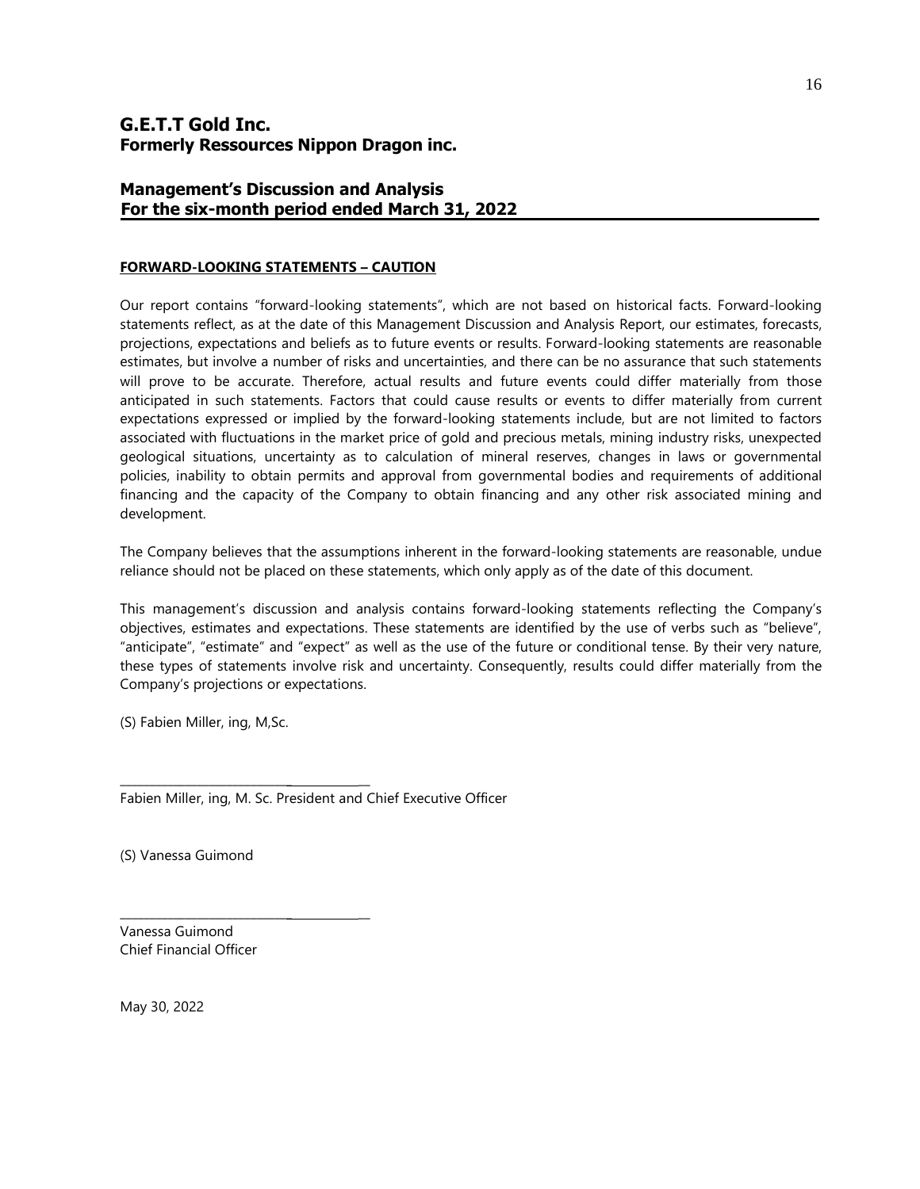**G.E.T.T Gold Inc.**
**Formerly Ressources Nippon Dragon inc.**

**Management's Discussion and Analysis**
**For the six-month period ended March 31, 2022**

**FORWARD-LOOKING STATEMENTS – CAUTION**

Our report contains "forward-looking statements", which are not based on historical facts. Forward-looking statements reflect, as at the date of this Management Discussion and Analysis Report, our estimates, forecasts, projections, expectations and beliefs as to future events or results. Forward-looking statements are reasonable estimates, but involve a number of risks and uncertainties, and there can be no assurance that such statements will prove to be accurate. Therefore, actual results and future events could differ materially from those anticipated in such statements. Factors that could cause results or events to differ materially from current expectations expressed or implied by the forward-looking statements include, but are not limited to factors associated with fluctuations in the market price of gold and precious metals, mining industry risks, unexpected geological situations, uncertainty as to calculation of mineral reserves, changes in laws or governmental policies, inability to obtain permits and approval from governmental bodies and requirements of additional financing and the capacity of the Company to obtain financing and any other risk associated mining and development.

The Company believes that the assumptions inherent in the forward-looking statements are reasonable, undue reliance should not be placed on these statements, which only apply as of the date of this document.

This management's discussion and analysis contains forward-looking statements reflecting the Company's objectives, estimates and expectations. These statements are identified by the use of verbs such as "believe", "anticipate", "estimate" and "expect" as well as the use of the future or conditional tense. By their very nature, these types of statements involve risk and uncertainty. Consequently, results could differ materially from the Company's projections or expectations.

(S) Fabien Miller, ing, M,Sc.

\_\_\_\_\_\_\_\_\_\_\_\_\_\_\_\_\_\_\_\_\_\_\_\_\_\_\_\_\_\_\_\_

Fabien Miller, ing, M. Sc. President and Chief Executive Officer

(S) Vanessa Guimond

\_\_\_\_\_\_\_\_\_\_\_\_\_\_\_\_\_\_\_\_\_\_\_\_\_\_\_\_\_\_\_\_

Vanessa Guimond
Chief Financial Officer

May 30, 2022